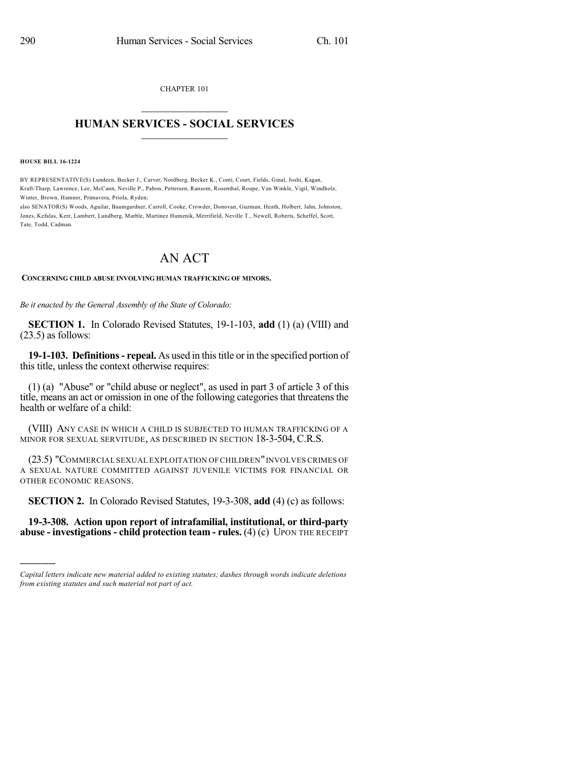CHAPTER 101

# HUMAN SERVICES - SOCIAL SERVICES

**HOUSE BILL 16-1224**

BY REPRESENTATIVE(S) Lundeen, Becker J., Carver, Nordberg, Becker K., Conti, Court, Fields, Ginal, Joshi, Kagan, Kraft-Tharp, Lawrence, Lee, McCann, Neville P., Pabon, Pettersen, Ransom, Rosenthal, Roupe, Van Winkle, Vigil, Windholz, Winter, Brown, Hamner, Primavera, Priola, Ryden;
also SENATOR(S) Woods, Aguilar, Baumgardner, Carroll, Cooke, Crowder, Donovan, Guzman, Heath, Holbert, Jahn, Johnston, Jones, Kefalas, Kerr, Lambert, Lundberg, Marble, Martinez Humenik, Merrifield, Neville T., Newell, Roberts, Scheffel, Scott, Tate, Todd, Cadman.

# AN ACT

**CONCERNING CHILD ABUSE INVOLVING HUMAN TRAFFICKING OF MINORS.**

*Be it enacted by the General Assembly of the State of Colorado:*

**SECTION 1.** In Colorado Revised Statutes, 19-1-103, **add** (1) (a) (VIII) and (23.5) as follows:

**19-1-103. Definitions - repeal.** As used in this title or in the specified portion of this title, unless the context otherwise requires:

(1) (a) "Abuse" or "child abuse or neglect", as used in part 3 of article 3 of this title, means an act or omission in one of the following categories that threatens the health or welfare of a child:

(VIII) ANY CASE IN WHICH A CHILD IS SUBJECTED TO HUMAN TRAFFICKING OF A MINOR FOR SEXUAL SERVITUDE, AS DESCRIBED IN SECTION 18-3-504, C.R.S.

(23.5) "COMMERCIAL SEXUAL EXPLOITATION OF CHILDREN" INVOLVES CRIMES OF A SEXUAL NATURE COMMITTED AGAINST JUVENILE VICTIMS FOR FINANCIAL OR OTHER ECONOMIC REASONS.

**SECTION 2.** In Colorado Revised Statutes, 19-3-308, **add** (4) (c) as follows:

**19-3-308. Action upon report of intrafamilial, institutional, or third-party abuse - investigations - child protection team - rules.** (4) (c) UPON THE RECEIPT

*Capital letters indicate new material added to existing statutes; dashes through words indicate deletions from existing statutes and such material not part of act.*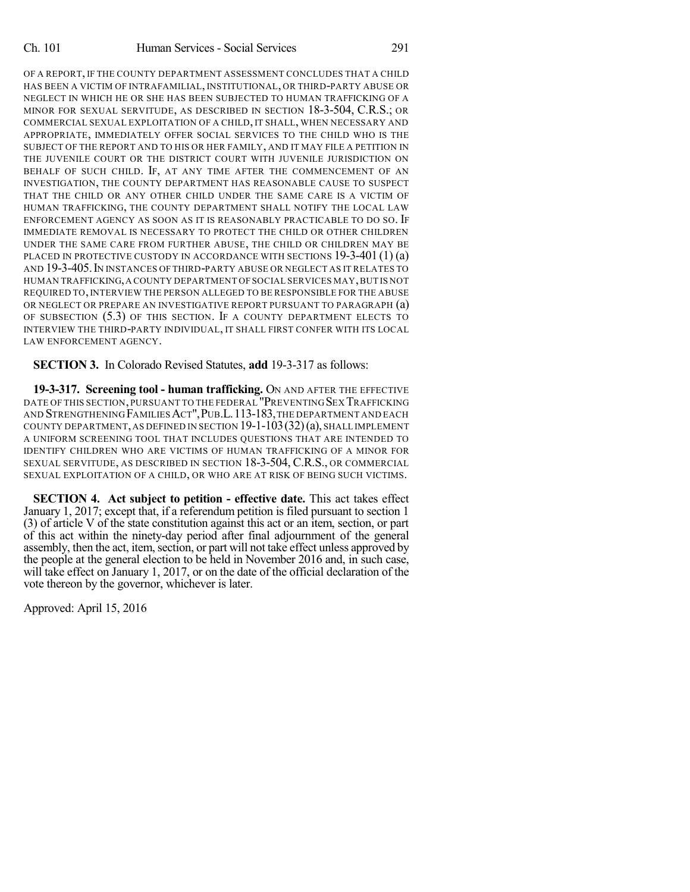OF A REPORT, IF THE COUNTY DEPARTMENT ASSESSMENT CONCLUDES THAT A CHILD HAS BEEN A VICTIM OF INTRAFAMILIAL, INSTITUTIONAL, OR THIRD-PARTY ABUSE OR NEGLECT IN WHICH HE OR SHE HAS BEEN SUBJECTED TO HUMAN TRAFFICKING OF A MINOR FOR SEXUAL SERVITUDE, AS DESCRIBED IN SECTION 18-3-504, C.R.S.; OR COMMERCIAL SEXUAL EXPLOITATION OF A CHILD, IT SHALL, WHEN NECESSARY AND APPROPRIATE, IMMEDIATELY OFFER SOCIAL SERVICES TO THE CHILD WHO IS THE SUBJECT OF THE REPORT AND TO HIS OR HER FAMILY, AND IT MAY FILE A PETITION IN THE JUVENILE COURT OR THE DISTRICT COURT WITH JUVENILE JURISDICTION ON BEHALF OF SUCH CHILD. IF, AT ANY TIME AFTER THE COMMENCEMENT OF AN INVESTIGATION, THE COUNTY DEPARTMENT HAS REASONABLE CAUSE TO SUSPECT THAT THE CHILD OR ANY OTHER CHILD UNDER THE SAME CARE IS A VICTIM OF HUMAN TRAFFICKING, THE COUNTY DEPARTMENT SHALL NOTIFY THE LOCAL LAW ENFORCEMENT AGENCY AS SOON AS IT IS REASONABLY PRACTICABLE TO DO SO. IF IMMEDIATE REMOVAL IS NECESSARY TO PROTECT THE CHILD OR OTHER CHILDREN UNDER THE SAME CARE FROM FURTHER ABUSE, THE CHILD OR CHILDREN MAY BE PLACED IN PROTECTIVE CUSTODY IN ACCORDANCE WITH SECTIONS 19-3-401 (1) (a) AND 19-3-405. IN INSTANCES OF THIRD-PARTY ABUSE OR NEGLECT AS IT RELATES TO HUMAN TRAFFICKING, A COUNTY DEPARTMENT OF SOCIAL SERVICES MAY, BUT IS NOT REQUIRED TO, INTERVIEW THE PERSON ALLEGED TO BE RESPONSIBLE FOR THE ABUSE OR NEGLECT OR PREPARE AN INVESTIGATIVE REPORT PURSUANT TO PARAGRAPH (a) OF SUBSECTION (5.3) OF THIS SECTION. IF A COUNTY DEPARTMENT ELECTS TO INTERVIEW THE THIRD-PARTY INDIVIDUAL, IT SHALL FIRST CONFER WITH ITS LOCAL LAW ENFORCEMENT AGENCY.

**SECTION 3.** In Colorado Revised Statutes, **add** 19-3-317 as follows:

**19-3-317. Screening tool - human trafficking.** ON AND AFTER THE EFFECTIVE DATE OF THIS SECTION, PURSUANT TO THE FEDERAL "PREVENTING SEX TRAFFICKING AND STRENGTHENING FAMILIES ACT", PUB.L. 113-183, THE DEPARTMENT AND EACH COUNTY DEPARTMENT, AS DEFINED IN SECTION 19-1-103 (32) (a), SHALL IMPLEMENT A UNIFORM SCREENING TOOL THAT INCLUDES QUESTIONS THAT ARE INTENDED TO IDENTIFY CHILDREN WHO ARE VICTIMS OF HUMAN TRAFFICKING OF A MINOR FOR SEXUAL SERVITUDE, AS DESCRIBED IN SECTION 18-3-504, C.R.S., OR COMMERCIAL SEXUAL EXPLOITATION OF A CHILD, OR WHO ARE AT RISK OF BEING SUCH VICTIMS.

**SECTION 4. Act subject to petition - effective date.** This act takes effect January 1, 2017; except that, if a referendum petition is filed pursuant to section 1 (3) of article V of the state constitution against this act or an item, section, or part of this act within the ninety-day period after final adjournment of the general assembly, then the act, item, section, or part will not take effect unless approved by the people at the general election to be held in November 2016 and, in such case, will take effect on January 1, 2017, or on the date of the official declaration of the vote thereon by the governor, whichever is later.

Approved: April 15, 2016